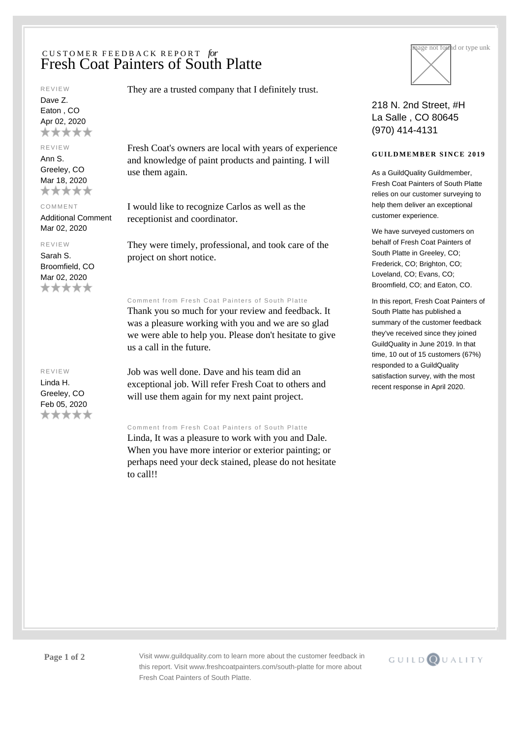CUSTOMER FEEDBACK REPORT *for*

# Fresh Coat Painters of South Platte

REVIEW

Dave Z.
Eaton , CO
Apr 02, 2020
★★★★★

They are a trusted company that I definitely trust.

REVIEW

Ann S.
Greeley, CO
Mar 18, 2020
★★★★★

Fresh Coat's owners are local with years of experience and knowledge of paint products and painting. I will use them again.

COMMENT

Additional Comment
Mar 02, 2020

I would like to recognize Carlos as well as the receptionist and coordinator.

REVIEW

Sarah S.
Broomfield, CO
Mar 02, 2020
★★★★★

They were timely, professional, and took care of the project on short notice.

Comment from Fresh Coat Painters of South Platte

Thank you so much for your review and feedback. It was a pleasure working with you and we are so glad we were able to help you. Please don't hesitate to give us a call in the future.

REVIEW

Linda H.
Greeley, CO
Feb 05, 2020
★★★★★

Job was well done. Dave and his team did an exceptional job. Will refer Fresh Coat to others and will use them again for my next paint project.

Comment from Fresh Coat Painters of South Platte

Linda, It was a pleasure to work with you and Dale. When you have more interior or exterior painting; or perhaps need your deck stained, please do not hesitate to call!!

218 N. 2nd Street, #H
La Salle , CO 80645
(970) 414-4131

**GUILDMEMBER SINCE 2019**

As a GuildQuality Guildmember, Fresh Coat Painters of South Platte relies on our customer surveying to help them deliver an exceptional customer experience.

We have surveyed customers on behalf of Fresh Coat Painters of South Platte in Greeley, CO; Frederick, CO; Brighton, CO; Loveland, CO; Evans, CO; Broomfield, CO; and Eaton, CO.

In this report, Fresh Coat Painters of South Platte has published a summary of the customer feedback they've received since they joined GuildQuality in June 2019. In that time, 10 out of 15 customers (67%) responded to a GuildQuality satisfaction survey, with the most recent response in April 2020.

Visit www.guildquality.com to learn more about the customer feedback in this report. Visit www.freshcoatpainters.com/south-platte for more about Fresh Coat Painters of South Platte.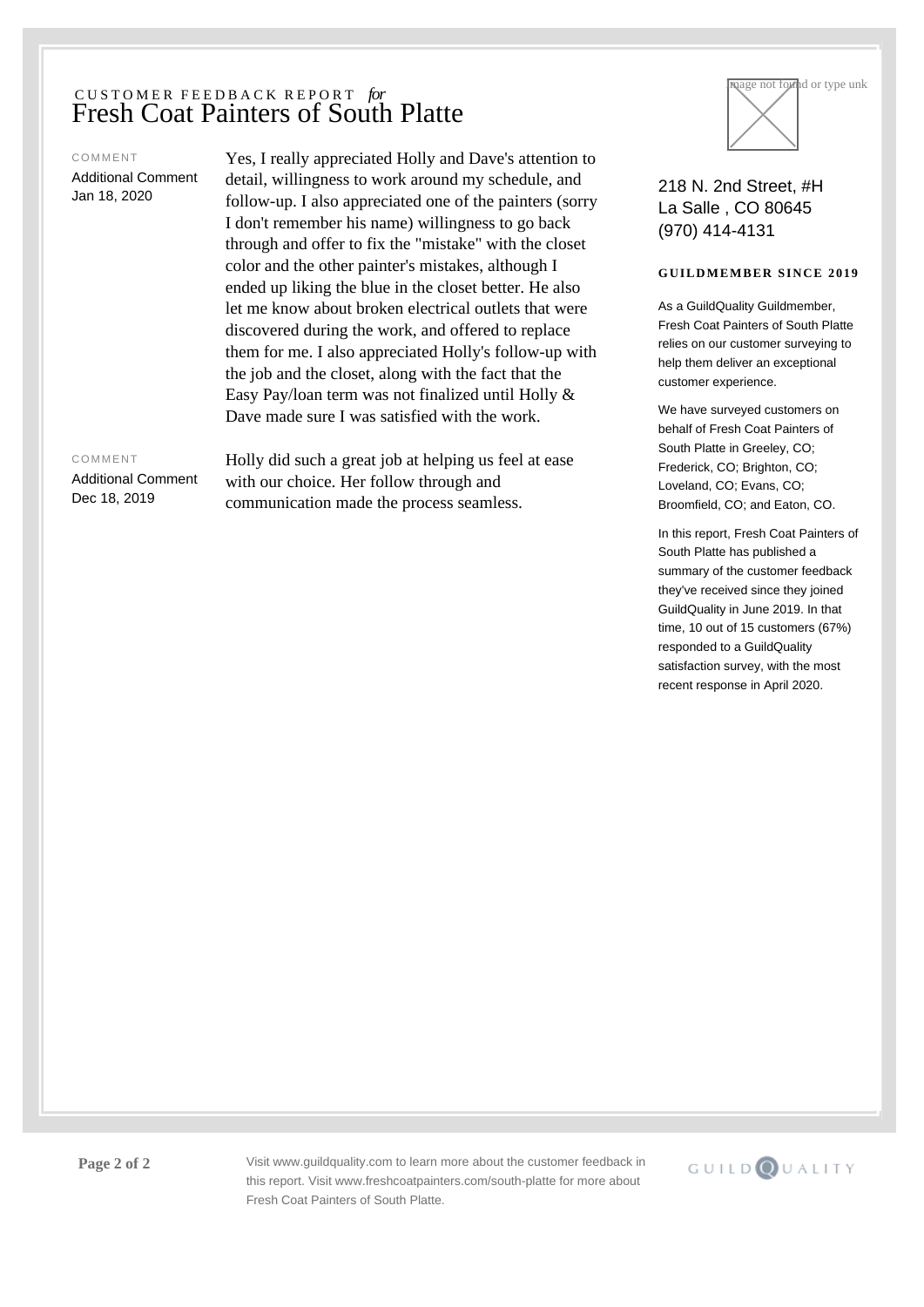CUSTOMER FEEDBACK REPORT *for*

# Fresh Coat Painters of South Platte

COMMENT

Additional Comment
Jan 18, 2020

Yes, I really appreciated Holly and Dave's attention to detail, willingness to work around my schedule, and follow-up. I also appreciated one of the painters (sorry I don't remember his name) willingness to go back through and offer to fix the "mistake" with the closet color and the other painter's mistakes, although I ended up liking the blue in the closet better. He also let me know about broken electrical outlets that were discovered during the work, and offered to replace them for me. I also appreciated Holly's follow-up with the job and the closet, along with the fact that the Easy Pay/loan term was not finalized until Holly & Dave made sure I was satisfied with the work.

COMMENT

Additional Comment
Dec 18, 2019

Holly did such a great job at helping us feel at ease with our choice. Her follow through and communication made the process seamless.

218 N. 2nd Street, #H
La Salle , CO 80645
(970) 414-4131

**GUILDMEMBER SINCE 2019**

As a GuildQuality Guildmember, Fresh Coat Painters of South Platte relies on our customer surveying to help them deliver an exceptional customer experience.

We have surveyed customers on behalf of Fresh Coat Painters of South Platte in Greeley, CO; Frederick, CO; Brighton, CO; Loveland, CO; Evans, CO; Broomfield, CO; and Eaton, CO.

In this report, Fresh Coat Painters of South Platte has published a summary of the customer feedback they've received since they joined GuildQuality in June 2019. In that time, 10 out of 15 customers (67%) responded to a GuildQuality satisfaction survey, with the most recent response in April 2020.

Visit www.guildquality.com to learn more about the customer feedback in this report. Visit www.freshcoatpainters.com/south-platte for more about Fresh Coat Painters of South Platte.